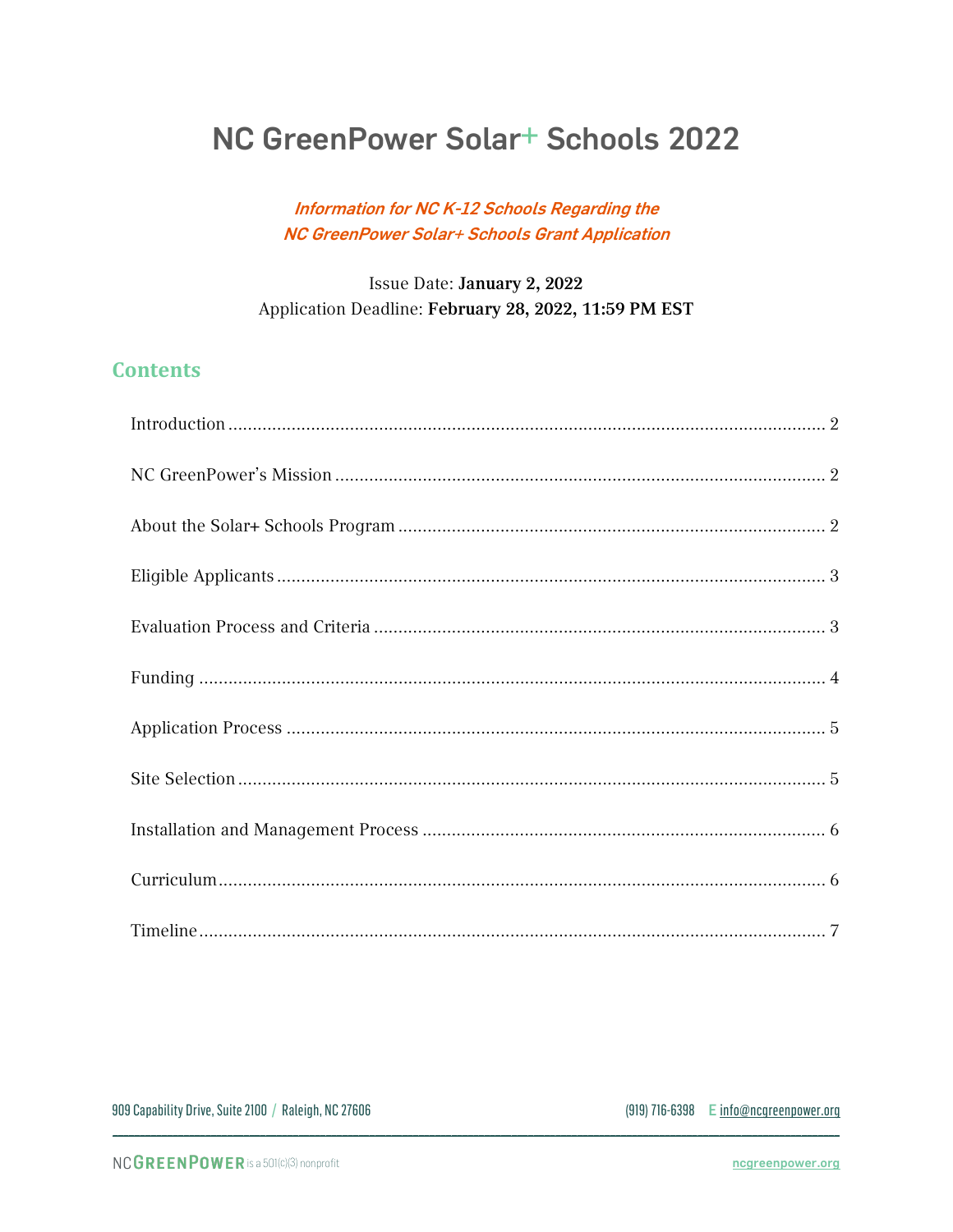# NC GreenPower Solar+ Schools 2022

***Information for NC K-12 Schools Regarding the NC GreenPower Solar+ Schools Grant Application***

Issue Date: **January 2, 2022**
Application Deadline: **February 28, 2022, 11:59 PM EST**

## Contents

Introduction ........................................................................................................ 2

NC GreenPower's Mission ................................................................................... 2

About the Solar+ Schools Program ...................................................................... 2

Eligible Applicants ............................................................................................... 3

Evaluation Process and Criteria ........................................................................... 3

Funding ............................................................................................................... 4

Application Process ............................................................................................. 5

Site Selection ....................................................................................................... 5

Installation and Management Process .................................................................. 6

Curriculum ........................................................................................................... 6

Timeline ............................................................................................................... 7

909 Capability Drive, Suite 2100 / Raleigh, NC 27606 (919) 716-6398 E info@ncgreenpower.org

NC GREENPOWER is a 501(c)(3) nonprofit ncgreenpower.org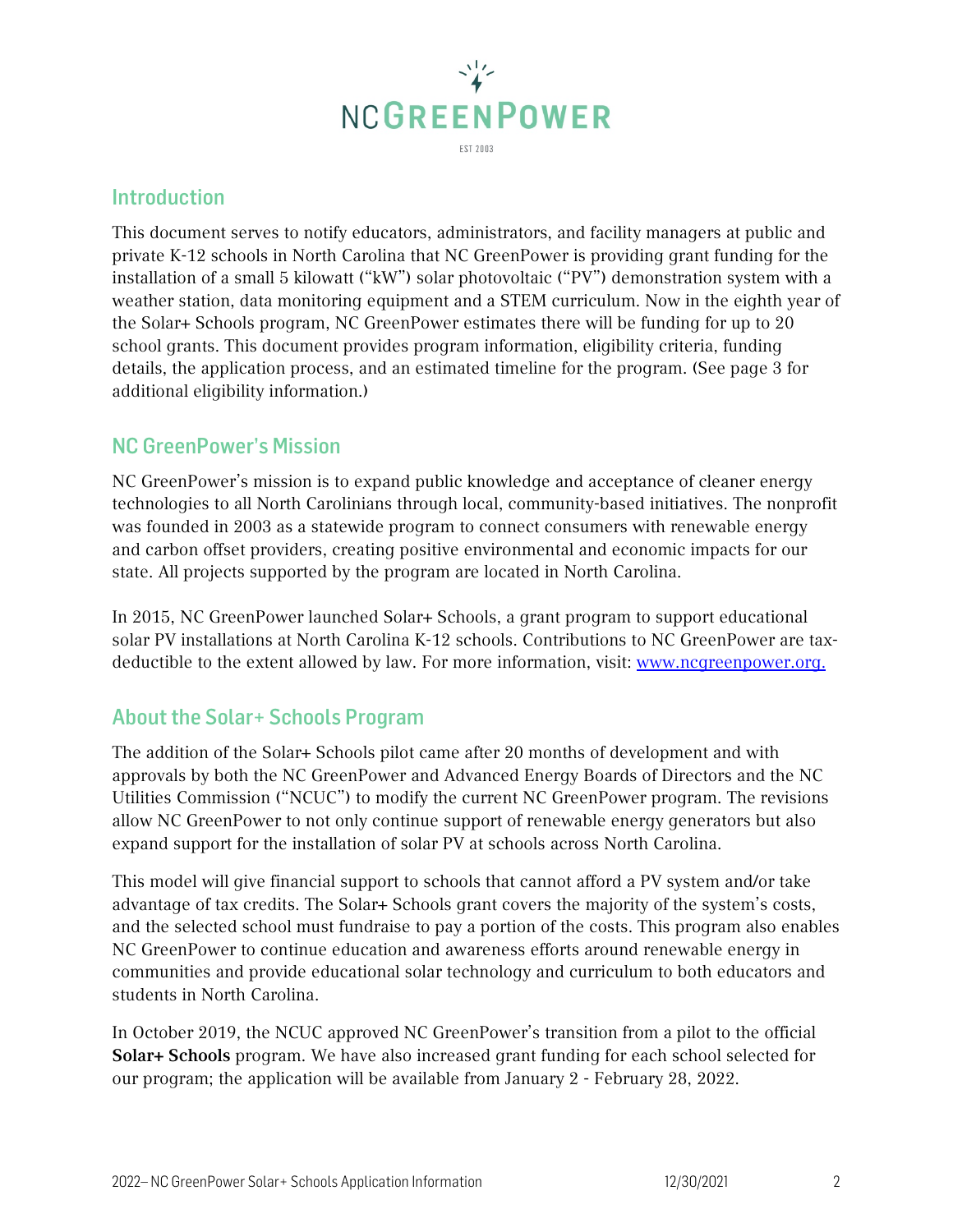## Introduction

This document serves to notify educators, administrators, and facility managers at public and private K-12 schools in North Carolina that NC GreenPower is providing grant funding for the installation of a small 5 kilowatt ("kW") solar photovoltaic ("PV") demonstration system with a weather station, data monitoring equipment and a STEM curriculum. Now in the eighth year of the Solar+ Schools program, NC GreenPower estimates there will be funding for up to 20 school grants. This document provides program information, eligibility criteria, funding details, the application process, and an estimated timeline for the program. (See page 3 for additional eligibility information.)

## NC GreenPower's Mission

NC GreenPower's mission is to expand public knowledge and acceptance of cleaner energy technologies to all North Carolinians through local, community-based initiatives. The nonprofit was founded in 2003 as a statewide program to connect consumers with renewable energy and carbon offset providers, creating positive environmental and economic impacts for our state. All projects supported by the program are located in North Carolina.

In 2015, NC GreenPower launched Solar+ Schools, a grant program to support educational solar PV installations at North Carolina K-12 schools. Contributions to NC GreenPower are tax-deductible to the extent allowed by law. For more information, visit: [www.ncgreenpower.org.](http://www.ncgreenpower.org)

## About the Solar+ Schools Program

The addition of the Solar+ Schools pilot came after 20 months of development and with approvals by both the NC GreenPower and Advanced Energy Boards of Directors and the NC Utilities Commission ("NCUC") to modify the current NC GreenPower program. The revisions allow NC GreenPower to not only continue support of renewable energy generators but also expand support for the installation of solar PV at schools across North Carolina.

This model will give financial support to schools that cannot afford a PV system and/or take advantage of tax credits. The Solar+ Schools grant covers the majority of the system's costs, and the selected school must fundraise to pay a portion of the costs. This program also enables NC GreenPower to continue education and awareness efforts around renewable energy in communities and provide educational solar technology and curriculum to both educators and students in North Carolina.

In October 2019, the NCUC approved NC GreenPower's transition from a pilot to the official **Solar+ Schools** program. We have also increased grant funding for each school selected for our program; the application will be available from January 2 - February 28, 2022.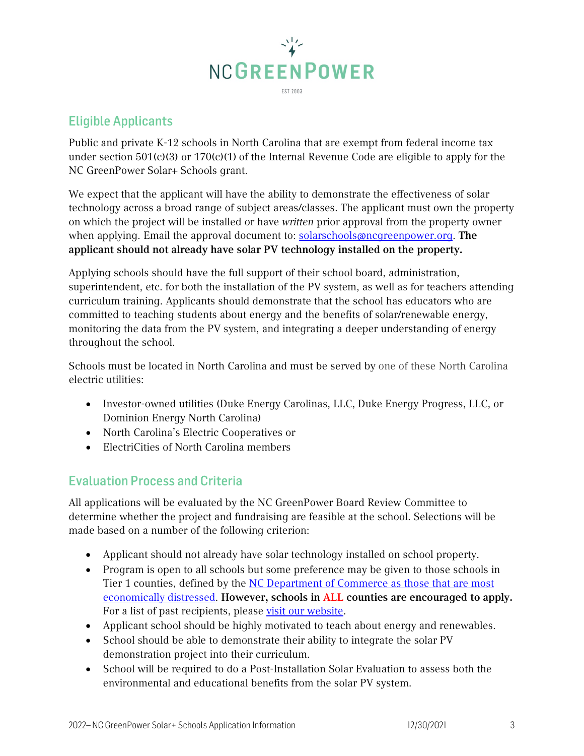## Eligible Applicants

Public and private K-12 schools in North Carolina that are exempt from federal income tax under section 501(c)(3) or 170(c)(1) of the Internal Revenue Code are eligible to apply for the NC GreenPower Solar+ Schools grant.

We expect that the applicant will have the ability to demonstrate the effectiveness of solar technology across a broad range of subject areas/classes. The applicant must own the property on which the project will be installed or have *written* prior approval from the property owner when applying. Email the approval document to: [solarschools@ncgreenpower.org](mailto:solarschools@ncgreenpower.org). **The applicant should not already have solar PV technology installed on the property.**

Applying schools should have the full support of their school board, administration, superintendent, etc. for both the installation of the PV system, as well as for teachers attending curriculum training. Applicants should demonstrate that the school has educators who are committed to teaching students about energy and the benefits of solar/renewable energy, monitoring the data from the PV system, and integrating a deeper understanding of energy throughout the school.

Schools must be located in North Carolina and must be served by one of these North Carolina electric utilities:

- Investor-owned utilities (Duke Energy Carolinas, LLC, Duke Energy Progress, LLC, or Dominion Energy North Carolina)
- North Carolina's Electric Cooperatives or
- ElectriCities of North Carolina members

## Evaluation Process and Criteria

All applications will be evaluated by the NC GreenPower Board Review Committee to determine whether the project and fundraising are feasible at the school. Selections will be made based on a number of the following criterion:

- Applicant should not already have solar technology installed on school property.
- Program is open to all schools but some preference may be given to those schools in Tier 1 counties, defined by the NC Department of Commerce as those that are most economically distressed. **However, schools in ALL counties are encouraged to apply.** For a list of past recipients, please visit our website.
- Applicant school should be highly motivated to teach about energy and renewables.
- School should be able to demonstrate their ability to integrate the solar PV demonstration project into their curriculum.
- School will be required to do a Post-Installation Solar Evaluation to assess both the environmental and educational benefits from the solar PV system.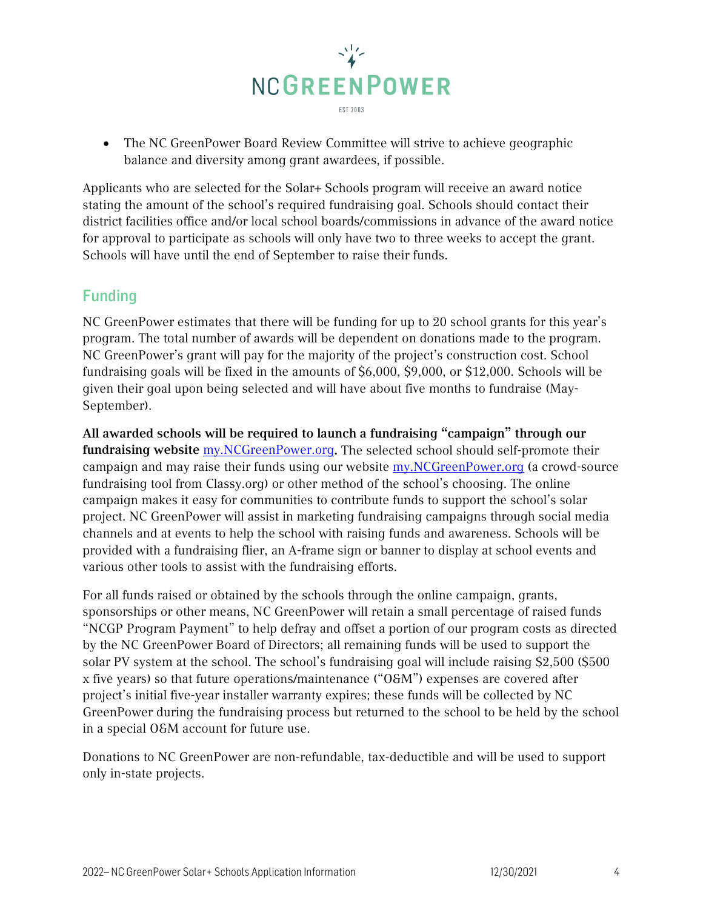- The NC GreenPower Board Review Committee will strive to achieve geographic balance and diversity among grant awardees, if possible.

Applicants who are selected for the Solar+ Schools program will receive an award notice stating the amount of the school's required fundraising goal. Schools should contact their district facilities office and/or local school boards/commissions in advance of the award notice for approval to participate as schools will only have two to three weeks to accept the grant. Schools will have until the end of September to raise their funds.

## Funding

NC GreenPower estimates that there will be funding for up to 20 school grants for this year's program. The total number of awards will be dependent on donations made to the program. NC GreenPower's grant will pay for the majority of the project's construction cost. School fundraising goals will be fixed in the amounts of $6,000, $9,000, or $12,000. Schools will be given their goal upon being selected and will have about five months to fundraise (May-September).

**All awarded schools will be required to launch a fundraising "campaign" through our fundraising website** [my.NCGreenPower.org](http://my.NCGreenPower.org)**.** The selected school should self-promote their campaign and may raise their funds using our website [my.NCGreenPower.org](http://my.NCGreenPower.org) (a crowd-source fundraising tool from Classy.org) or other method of the school's choosing. The online campaign makes it easy for communities to contribute funds to support the school's solar project. NC GreenPower will assist in marketing fundraising campaigns through social media channels and at events to help the school with raising funds and awareness. Schools will be provided with a fundraising flier, an A-frame sign or banner to display at school events and various other tools to assist with the fundraising efforts.

For all funds raised or obtained by the schools through the online campaign, grants, sponsorships or other means, NC GreenPower will retain a small percentage of raised funds "NCGP Program Payment" to help defray and offset a portion of our program costs as directed by the NC GreenPower Board of Directors; all remaining funds will be used to support the solar PV system at the school. The school's fundraising goal will include raising $2,500 ($500 x five years) so that future operations/maintenance ("O&M") expenses are covered after project's initial five-year installer warranty expires; these funds will be collected by NC GreenPower during the fundraising process but returned to the school to be held by the school in a special O&M account for future use.

Donations to NC GreenPower are non-refundable, tax-deductible and will be used to support only in-state projects.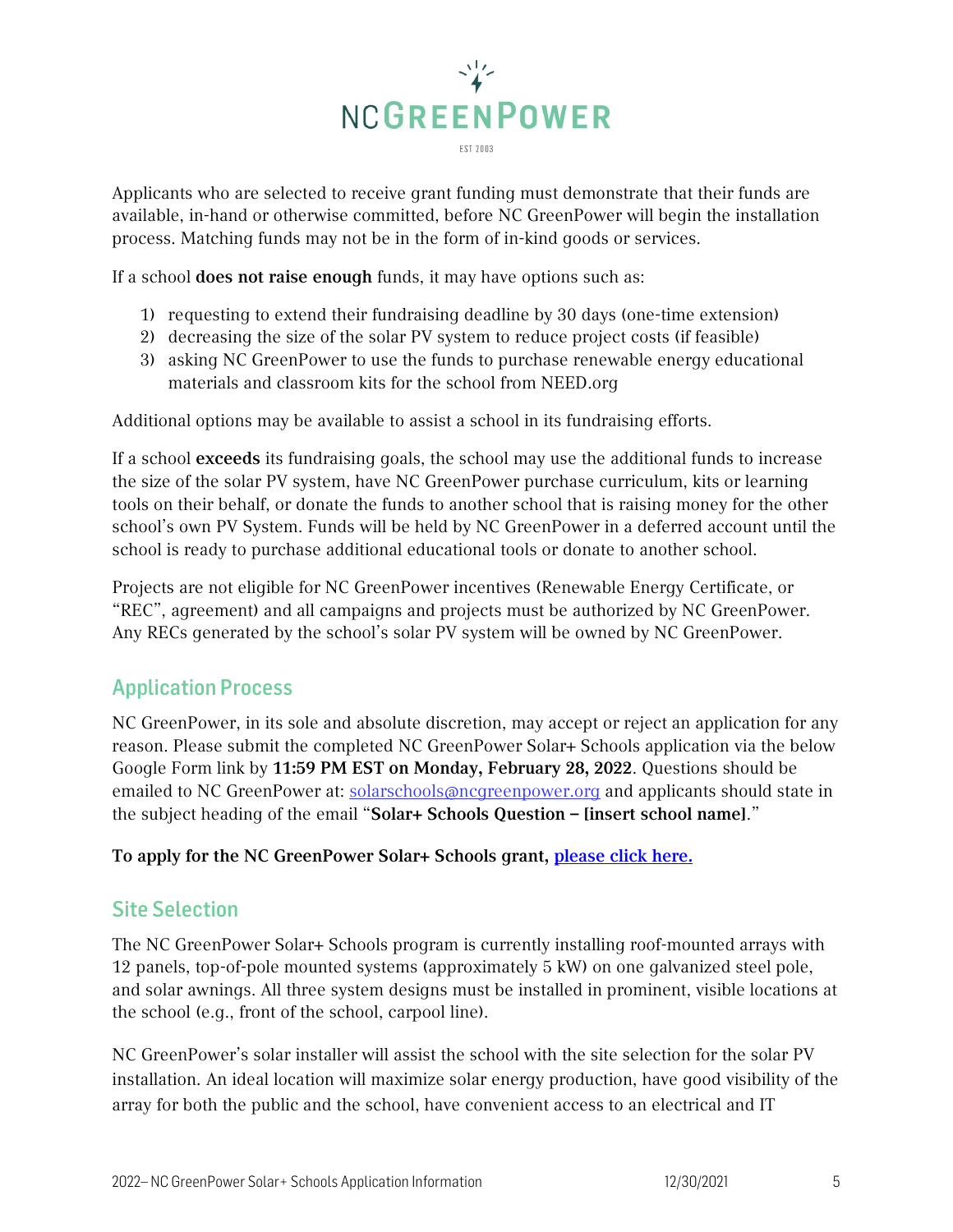Applicants who are selected to receive grant funding must demonstrate that their funds are available, in-hand or otherwise committed, before NC GreenPower will begin the installation process. Matching funds may not be in the form of in-kind goods or services.

If a school **does not raise enough** funds, it may have options such as:

1) requesting to extend their fundraising deadline by 30 days (one-time extension)
2) decreasing the size of the solar PV system to reduce project costs (if feasible)
3) asking NC GreenPower to use the funds to purchase renewable energy educational materials and classroom kits for the school from NEED.org

Additional options may be available to assist a school in its fundraising efforts.

If a school **exceeds** its fundraising goals, the school may use the additional funds to increase the size of the solar PV system, have NC GreenPower purchase curriculum, kits or learning tools on their behalf, or donate the funds to another school that is raising money for the other school's own PV System. Funds will be held by NC GreenPower in a deferred account until the school is ready to purchase additional educational tools or donate to another school.

Projects are not eligible for NC GreenPower incentives (Renewable Energy Certificate, or "REC", agreement) and all campaigns and projects must be authorized by NC GreenPower. Any RECs generated by the school's solar PV system will be owned by NC GreenPower.

## Application Process

NC GreenPower, in its sole and absolute discretion, may accept or reject an application for any reason. Please submit the completed NC GreenPower Solar+ Schools application via the below Google Form link by **11:59 PM EST on Monday, February 28, 2022**. Questions should be emailed to NC GreenPower at: solarschools@ncgreenpower.org and applicants should state in the subject heading of the email "**Solar+ Schools Question – [insert school name]**."

**To apply for the NC GreenPower Solar+ Schools grant, please click here.**

## Site Selection

The NC GreenPower Solar+ Schools program is currently installing roof-mounted arrays with 12 panels, top-of-pole mounted systems (approximately 5 kW) on one galvanized steel pole, and solar awnings. All three system designs must be installed in prominent, visible locations at the school (e.g., front of the school, carpool line).

NC GreenPower's solar installer will assist the school with the site selection for the solar PV installation. An ideal location will maximize solar energy production, have good visibility of the array for both the public and the school, have convenient access to an electrical and IT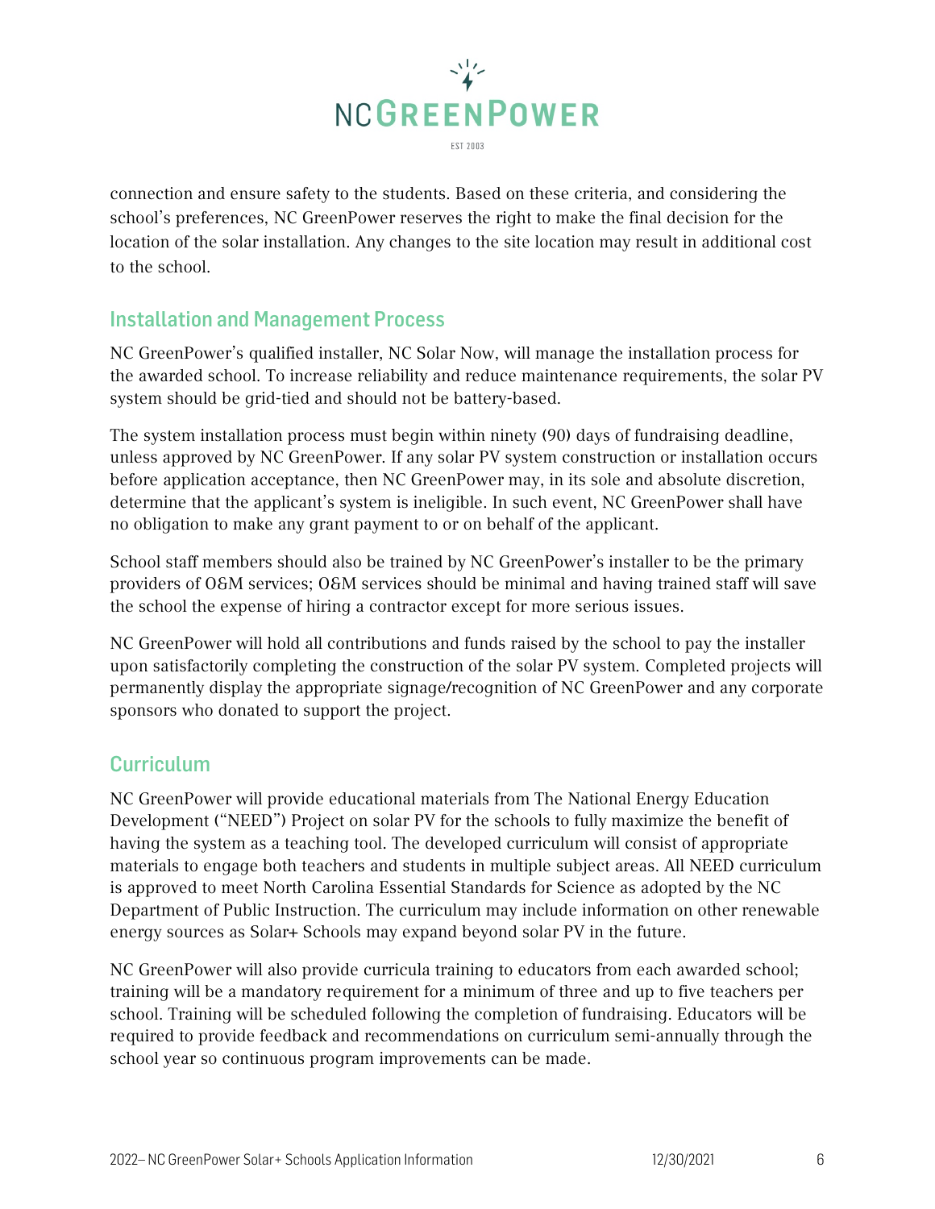connection and ensure safety to the students. Based on these criteria, and considering the school's preferences, NC GreenPower reserves the right to make the final decision for the location of the solar installation. Any changes to the site location may result in additional cost to the school.

## Installation and Management Process

NC GreenPower's qualified installer, NC Solar Now, will manage the installation process for the awarded school. To increase reliability and reduce maintenance requirements, the solar PV system should be grid-tied and should not be battery-based.

The system installation process must begin within ninety (90) days of fundraising deadline, unless approved by NC GreenPower. If any solar PV system construction or installation occurs before application acceptance, then NC GreenPower may, in its sole and absolute discretion, determine that the applicant's system is ineligible. In such event, NC GreenPower shall have no obligation to make any grant payment to or on behalf of the applicant.

School staff members should also be trained by NC GreenPower's installer to be the primary providers of O&M services; O&M services should be minimal and having trained staff will save the school the expense of hiring a contractor except for more serious issues.

NC GreenPower will hold all contributions and funds raised by the school to pay the installer upon satisfactorily completing the construction of the solar PV system. Completed projects will permanently display the appropriate signage/recognition of NC GreenPower and any corporate sponsors who donated to support the project.

## Curriculum

NC GreenPower will provide educational materials from The National Energy Education Development ("NEED") Project on solar PV for the schools to fully maximize the benefit of having the system as a teaching tool. The developed curriculum will consist of appropriate materials to engage both teachers and students in multiple subject areas. All NEED curriculum is approved to meet North Carolina Essential Standards for Science as adopted by the NC Department of Public Instruction. The curriculum may include information on other renewable energy sources as Solar+ Schools may expand beyond solar PV in the future.

NC GreenPower will also provide curricula training to educators from each awarded school; training will be a mandatory requirement for a minimum of three and up to five teachers per school. Training will be scheduled following the completion of fundraising. Educators will be required to provide feedback and recommendations on curriculum semi-annually through the school year so continuous program improvements can be made.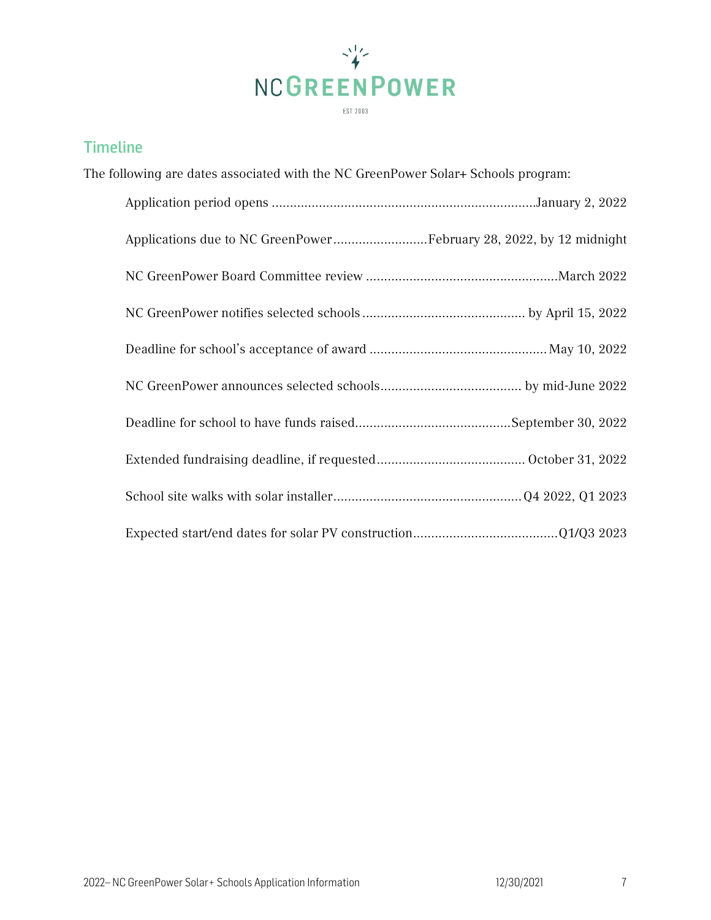## Timeline

The following are dates associated with the NC GreenPower Solar+ Schools program:

| | |
|---|---|
| Application period opens | January 2, 2022 |
| Applications due to NC GreenPower | February 28, 2022, by 12 midnight |
| NC GreenPower Board Committee review | March 2022 |
| NC GreenPower notifies selected schools | by April 15, 2022 |
| Deadline for school's acceptance of award | May 10, 2022 |
| NC GreenPower announces selected schools | by mid-June 2022 |
| Deadline for school to have funds raised | September 30, 2022 |
| Extended fundraising deadline, if requested | October 31, 2022 |
| School site walks with solar installer | Q4 2022, Q1 2023 |
| Expected start/end dates for solar PV construction | Q1/Q3 2023 |